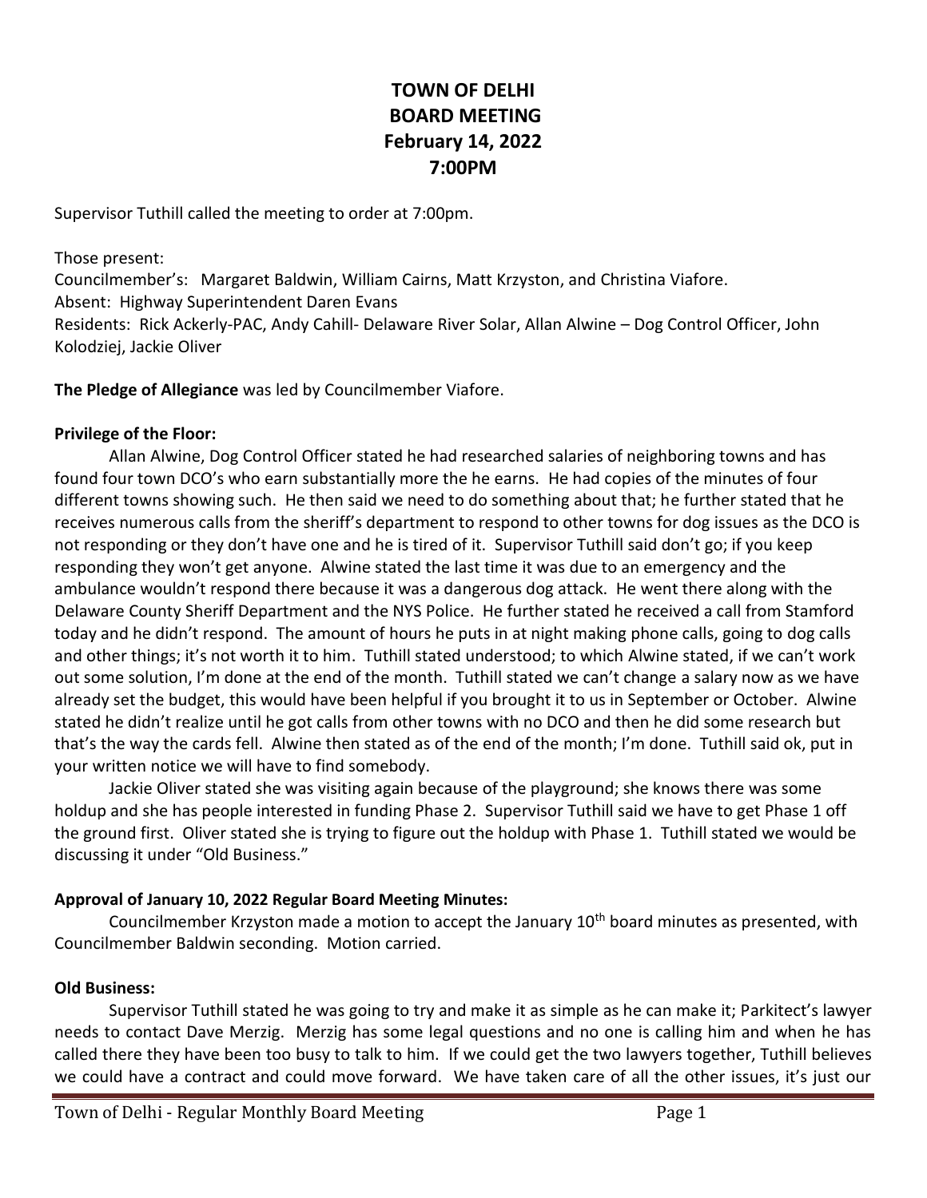# TOWN OF DELHI
# BOARD MEETING
# February 14, 2022
# 7:00PM

Supervisor Tuthill called the meeting to order at 7:00pm.

Those present:
Councilmember's: Margaret Baldwin, William Cairns, Matt Krzyston, and Christina Viafore.
Absent: Highway Superintendent Daren Evans
Residents: Rick Ackerly-PAC, Andy Cahill- Delaware River Solar, Allan Alwine – Dog Control Officer, John Kolodziej, Jackie Oliver

**The Pledge of Allegiance** was led by Councilmember Viafore.

**Privilege of the Floor:**

Allan Alwine, Dog Control Officer stated he had researched salaries of neighboring towns and has found four town DCO's who earn substantially more the he earns. He had copies of the minutes of four different towns showing such. He then said we need to do something about that; he further stated that he receives numerous calls from the sheriff's department to respond to other towns for dog issues as the DCO is not responding or they don't have one and he is tired of it. Supervisor Tuthill said don't go; if you keep responding they won't get anyone. Alwine stated the last time it was due to an emergency and the ambulance wouldn't respond there because it was a dangerous dog attack. He went there along with the Delaware County Sheriff Department and the NYS Police. He further stated he received a call from Stamford today and he didn't respond. The amount of hours he puts in at night making phone calls, going to dog calls and other things; it's not worth it to him. Tuthill stated understood; to which Alwine stated, if we can't work out some solution, I'm done at the end of the month. Tuthill stated we can't change a salary now as we have already set the budget, this would have been helpful if you brought it to us in September or October. Alwine stated he didn't realize until he got calls from other towns with no DCO and then he did some research but that's the way the cards fell. Alwine then stated as of the end of the month; I'm done. Tuthill said ok, put in your written notice we will have to find somebody.

Jackie Oliver stated she was visiting again because of the playground; she knows there was some holdup and she has people interested in funding Phase 2. Supervisor Tuthill said we have to get Phase 1 off the ground first. Oliver stated she is trying to figure out the holdup with Phase 1. Tuthill stated we would be discussing it under "Old Business."

**Approval of January 10, 2022 Regular Board Meeting Minutes:**

Councilmember Krzyston made a motion to accept the January 10th board minutes as presented, with Councilmember Baldwin seconding. Motion carried.

**Old Business:**

Supervisor Tuthill stated he was going to try and make it as simple as he can make it; Parkitect's lawyer needs to contact Dave Merzig. Merzig has some legal questions and no one is calling him and when he has called there they have been too busy to talk to him. If we could get the two lawyers together, Tuthill believes we could have a contract and could move forward. We have taken care of all the other issues, it's just our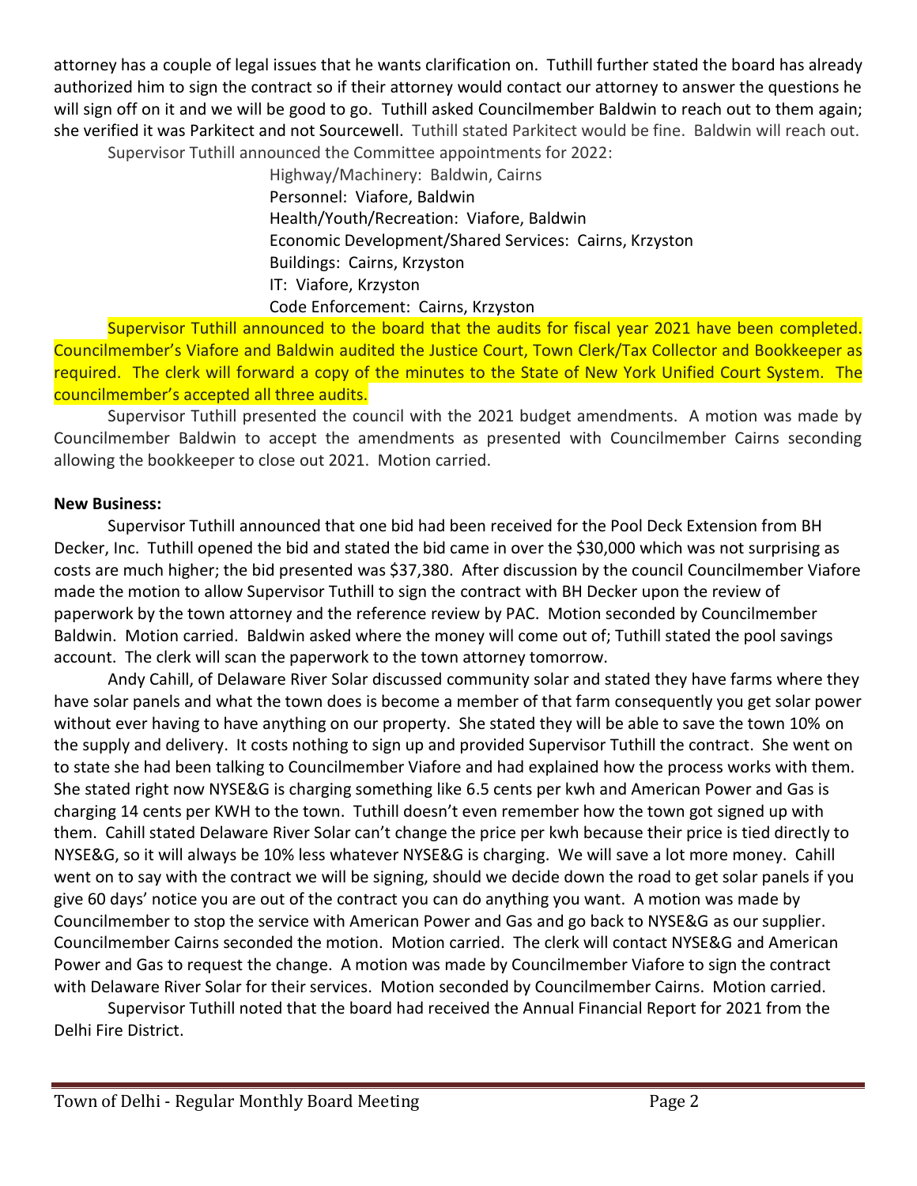attorney has a couple of legal issues that he wants clarification on. Tuthill further stated the board has already authorized him to sign the contract so if their attorney would contact our attorney to answer the questions he will sign off on it and we will be good to go. Tuthill asked Councilmember Baldwin to reach out to them again; she verified it was Parkitect and not Sourcewell. Tuthill stated Parkitect would be fine. Baldwin will reach out.

Supervisor Tuthill announced the Committee appointments for 2022:

Highway/Machinery: Baldwin, Cairns
Personnel: Viafore, Baldwin
Health/Youth/Recreation: Viafore, Baldwin
Economic Development/Shared Services: Cairns, Krzyston
Buildings: Cairns, Krzyston
IT: Viafore, Krzyston
Code Enforcement: Cairns, Krzyston

Supervisor Tuthill announced to the board that the audits for fiscal year 2021 have been completed. Councilmember's Viafore and Baldwin audited the Justice Court, Town Clerk/Tax Collector and Bookkeeper as required. The clerk will forward a copy of the minutes to the State of New York Unified Court System. The councilmember's accepted all three audits.

Supervisor Tuthill presented the council with the 2021 budget amendments. A motion was made by Councilmember Baldwin to accept the amendments as presented with Councilmember Cairns seconding allowing the bookkeeper to close out 2021. Motion carried.

**New Business:**

Supervisor Tuthill announced that one bid had been received for the Pool Deck Extension from BH Decker, Inc. Tuthill opened the bid and stated the bid came in over the $30,000 which was not surprising as costs are much higher; the bid presented was $37,380. After discussion by the council Councilmember Viafore made the motion to allow Supervisor Tuthill to sign the contract with BH Decker upon the review of paperwork by the town attorney and the reference review by PAC. Motion seconded by Councilmember Baldwin. Motion carried. Baldwin asked where the money will come out of; Tuthill stated the pool savings account. The clerk will scan the paperwork to the town attorney tomorrow.

Andy Cahill, of Delaware River Solar discussed community solar and stated they have farms where they have solar panels and what the town does is become a member of that farm consequently you get solar power without ever having to have anything on our property. She stated they will be able to save the town 10% on the supply and delivery. It costs nothing to sign up and provided Supervisor Tuthill the contract. She went on to state she had been talking to Councilmember Viafore and had explained how the process works with them. She stated right now NYSE&G is charging something like 6.5 cents per kwh and American Power and Gas is charging 14 cents per KWH to the town. Tuthill doesn't even remember how the town got signed up with them. Cahill stated Delaware River Solar can't change the price per kwh because their price is tied directly to NYSE&G, so it will always be 10% less whatever NYSE&G is charging. We will save a lot more money. Cahill went on to say with the contract we will be signing, should we decide down the road to get solar panels if you give 60 days' notice you are out of the contract you can do anything you want. A motion was made by Councilmember to stop the service with American Power and Gas and go back to NYSE&G as our supplier. Councilmember Cairns seconded the motion. Motion carried. The clerk will contact NYSE&G and American Power and Gas to request the change. A motion was made by Councilmember Viafore to sign the contract with Delaware River Solar for their services. Motion seconded by Councilmember Cairns. Motion carried.

Supervisor Tuthill noted that the board had received the Annual Financial Report for 2021 from the Delhi Fire District.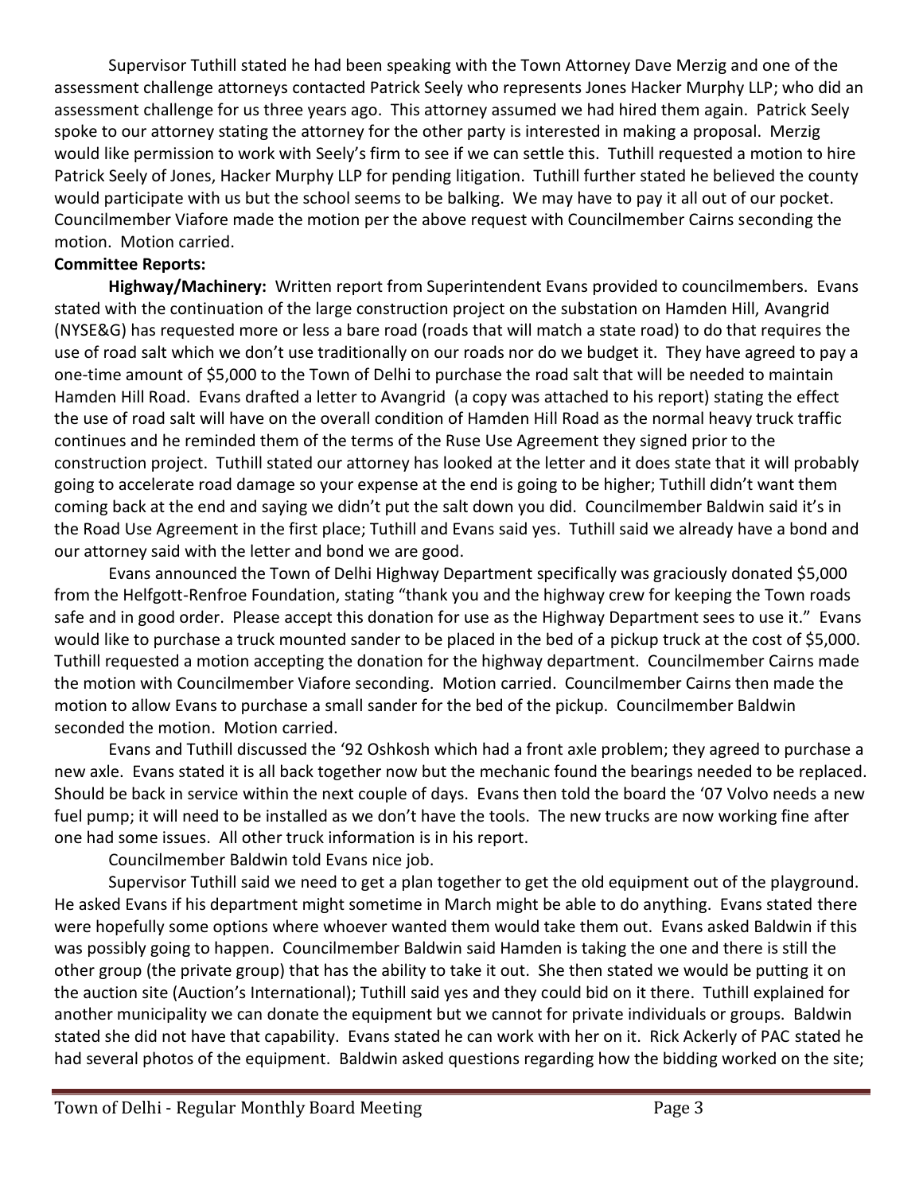Supervisor Tuthill stated he had been speaking with the Town Attorney Dave Merzig and one of the assessment challenge attorneys contacted Patrick Seely who represents Jones Hacker Murphy LLP; who did an assessment challenge for us three years ago. This attorney assumed we had hired them again. Patrick Seely spoke to our attorney stating the attorney for the other party is interested in making a proposal. Merzig would like permission to work with Seely's firm to see if we can settle this. Tuthill requested a motion to hire Patrick Seely of Jones, Hacker Murphy LLP for pending litigation. Tuthill further stated he believed the county would participate with us but the school seems to be balking. We may have to pay it all out of our pocket. Councilmember Viafore made the motion per the above request with Councilmember Cairns seconding the motion. Motion carried.

**Committee Reports:**

**Highway/Machinery:** Written report from Superintendent Evans provided to councilmembers. Evans stated with the continuation of the large construction project on the substation on Hamden Hill, Avangrid (NYSE&G) has requested more or less a bare road (roads that will match a state road) to do that requires the use of road salt which we don't use traditionally on our roads nor do we budget it. They have agreed to pay a one-time amount of $5,000 to the Town of Delhi to purchase the road salt that will be needed to maintain Hamden Hill Road. Evans drafted a letter to Avangrid (a copy was attached to his report) stating the effect the use of road salt will have on the overall condition of Hamden Hill Road as the normal heavy truck traffic continues and he reminded them of the terms of the Ruse Use Agreement they signed prior to the construction project. Tuthill stated our attorney has looked at the letter and it does state that it will probably going to accelerate road damage so your expense at the end is going to be higher; Tuthill didn't want them coming back at the end and saying we didn't put the salt down you did. Councilmember Baldwin said it's in the Road Use Agreement in the first place; Tuthill and Evans said yes. Tuthill said we already have a bond and our attorney said with the letter and bond we are good.

Evans announced the Town of Delhi Highway Department specifically was graciously donated $5,000 from the Helfgott-Renfroe Foundation, stating "thank you and the highway crew for keeping the Town roads safe and in good order. Please accept this donation for use as the Highway Department sees to use it." Evans would like to purchase a truck mounted sander to be placed in the bed of a pickup truck at the cost of $5,000. Tuthill requested a motion accepting the donation for the highway department. Councilmember Cairns made the motion with Councilmember Viafore seconding. Motion carried. Councilmember Cairns then made the motion to allow Evans to purchase a small sander for the bed of the pickup. Councilmember Baldwin seconded the motion. Motion carried.

Evans and Tuthill discussed the '92 Oshkosh which had a front axle problem; they agreed to purchase a new axle. Evans stated it is all back together now but the mechanic found the bearings needed to be replaced. Should be back in service within the next couple of days. Evans then told the board the '07 Volvo needs a new fuel pump; it will need to be installed as we don't have the tools. The new trucks are now working fine after one had some issues. All other truck information is in his report.

Councilmember Baldwin told Evans nice job.

Supervisor Tuthill said we need to get a plan together to get the old equipment out of the playground. He asked Evans if his department might sometime in March might be able to do anything. Evans stated there were hopefully some options where whoever wanted them would take them out. Evans asked Baldwin if this was possibly going to happen. Councilmember Baldwin said Hamden is taking the one and there is still the other group (the private group) that has the ability to take it out. She then stated we would be putting it on the auction site (Auction's International); Tuthill said yes and they could bid on it there. Tuthill explained for another municipality we can donate the equipment but we cannot for private individuals or groups. Baldwin stated she did not have that capability. Evans stated he can work with her on it. Rick Ackerly of PAC stated he had several photos of the equipment. Baldwin asked questions regarding how the bidding worked on the site;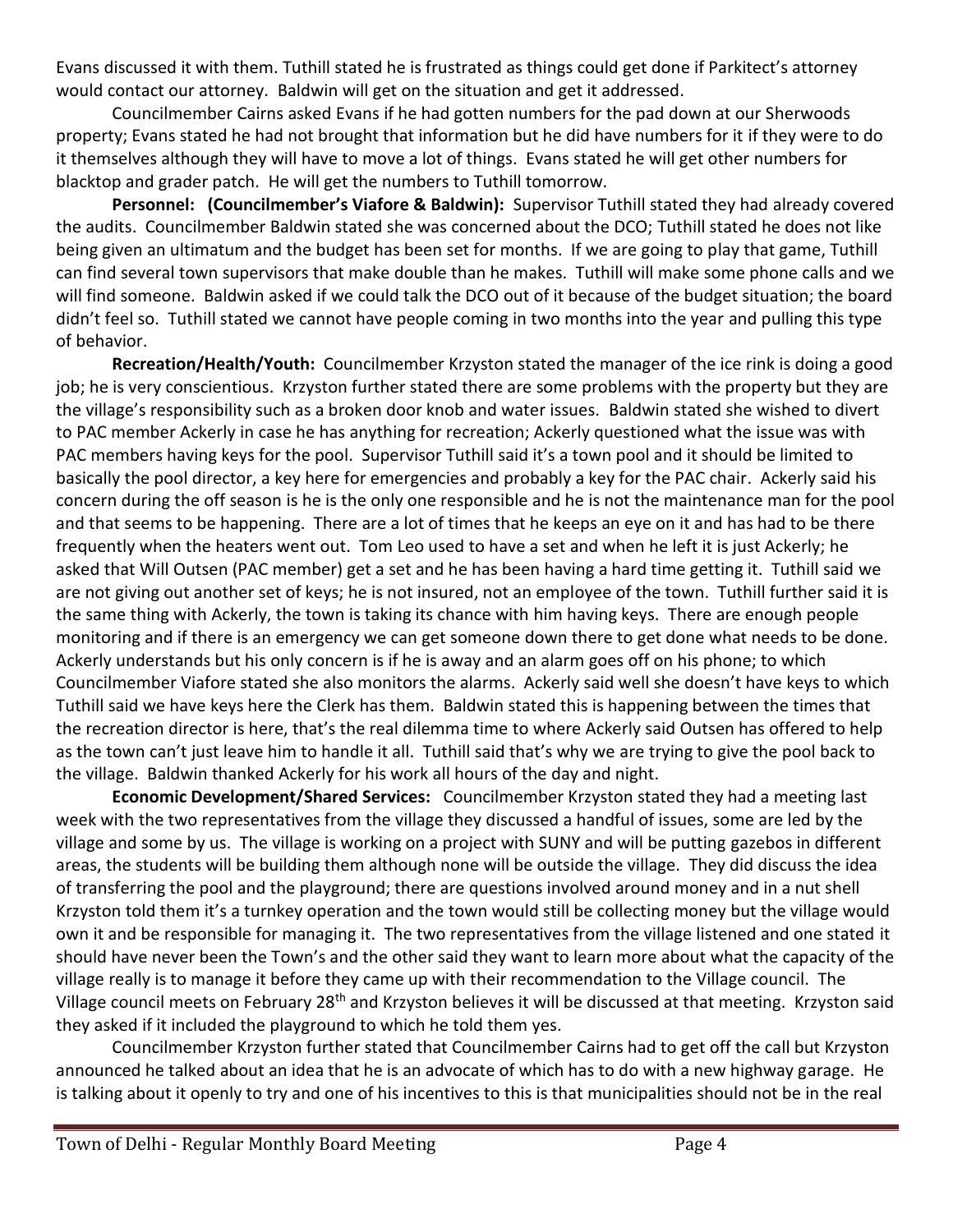Evans discussed it with them. Tuthill stated he is frustrated as things could get done if Parkitect's attorney would contact our attorney. Baldwin will get on the situation and get it addressed.

Councilmember Cairns asked Evans if he had gotten numbers for the pad down at our Sherwoods property; Evans stated he had not brought that information but he did have numbers for it if they were to do it themselves although they will have to move a lot of things. Evans stated he will get other numbers for blacktop and grader patch. He will get the numbers to Tuthill tomorrow.

**Personnel: (Councilmember's Viafore & Baldwin):** Supervisor Tuthill stated they had already covered the audits. Councilmember Baldwin stated she was concerned about the DCO; Tuthill stated he does not like being given an ultimatum and the budget has been set for months. If we are going to play that game, Tuthill can find several town supervisors that make double than he makes. Tuthill will make some phone calls and we will find someone. Baldwin asked if we could talk the DCO out of it because of the budget situation; the board didn't feel so. Tuthill stated we cannot have people coming in two months into the year and pulling this type of behavior.

**Recreation/Health/Youth:** Councilmember Krzyston stated the manager of the ice rink is doing a good job; he is very conscientious. Krzyston further stated there are some problems with the property but they are the village's responsibility such as a broken door knob and water issues. Baldwin stated she wished to divert to PAC member Ackerly in case he has anything for recreation; Ackerly questioned what the issue was with PAC members having keys for the pool. Supervisor Tuthill said it's a town pool and it should be limited to basically the pool director, a key here for emergencies and probably a key for the PAC chair. Ackerly said his concern during the off season is he is the only one responsible and he is not the maintenance man for the pool and that seems to be happening. There are a lot of times that he keeps an eye on it and has had to be there frequently when the heaters went out. Tom Leo used to have a set and when he left it is just Ackerly; he asked that Will Outsen (PAC member) get a set and he has been having a hard time getting it. Tuthill said we are not giving out another set of keys; he is not insured, not an employee of the town. Tuthill further said it is the same thing with Ackerly, the town is taking its chance with him having keys. There are enough people monitoring and if there is an emergency we can get someone down there to get done what needs to be done. Ackerly understands but his only concern is if he is away and an alarm goes off on his phone; to which Councilmember Viafore stated she also monitors the alarms. Ackerly said well she doesn't have keys to which Tuthill said we have keys here the Clerk has them. Baldwin stated this is happening between the times that the recreation director is here, that's the real dilemma time to where Ackerly said Outsen has offered to help as the town can't just leave him to handle it all. Tuthill said that's why we are trying to give the pool back to the village. Baldwin thanked Ackerly for his work all hours of the day and night.

**Economic Development/Shared Services:** Councilmember Krzyston stated they had a meeting last week with the two representatives from the village they discussed a handful of issues, some are led by the village and some by us. The village is working on a project with SUNY and will be putting gazebos in different areas, the students will be building them although none will be outside the village. They did discuss the idea of transferring the pool and the playground; there are questions involved around money and in a nut shell Krzyston told them it's a turnkey operation and the town would still be collecting money but the village would own it and be responsible for managing it. The two representatives from the village listened and one stated it should have never been the Town's and the other said they want to learn more about what the capacity of the village really is to manage it before they came up with their recommendation to the Village council. The Village council meets on February 28th and Krzyston believes it will be discussed at that meeting. Krzyston said they asked if it included the playground to which he told them yes.

Councilmember Krzyston further stated that Councilmember Cairns had to get off the call but Krzyston announced he talked about an idea that he is an advocate of which has to do with a new highway garage. He is talking about it openly to try and one of his incentives to this is that municipalities should not be in the real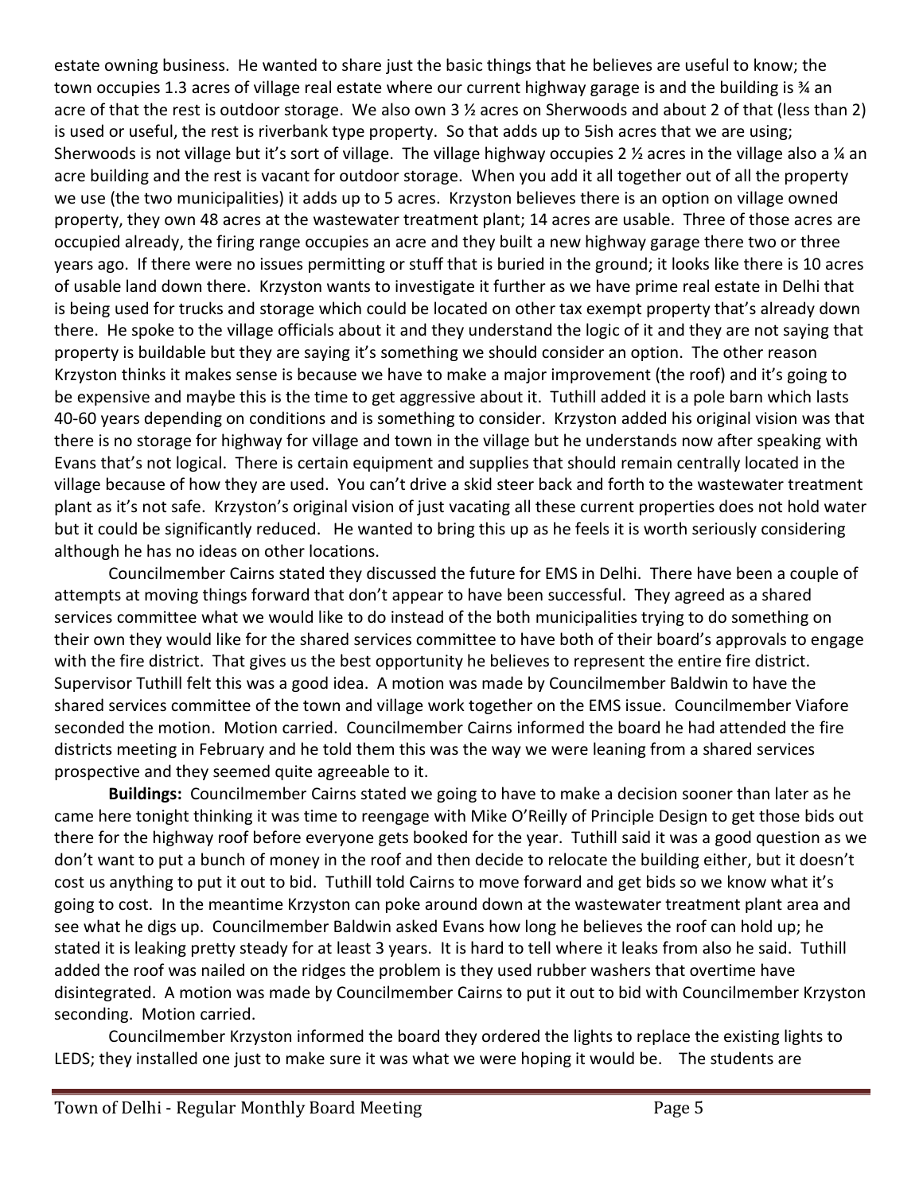estate owning business. He wanted to share just the basic things that he believes are useful to know; the town occupies 1.3 acres of village real estate where our current highway garage is and the building is ¾ an acre of that the rest is outdoor storage. We also own 3 ½ acres on Sherwoods and about 2 of that (less than 2) is used or useful, the rest is riverbank type property. So that adds up to 5ish acres that we are using; Sherwoods is not village but it's sort of village. The village highway occupies 2 ½ acres in the village also a ¼ an acre building and the rest is vacant for outdoor storage. When you add it all together out of all the property we use (the two municipalities) it adds up to 5 acres. Krzyston believes there is an option on village owned property, they own 48 acres at the wastewater treatment plant; 14 acres are usable. Three of those acres are occupied already, the firing range occupies an acre and they built a new highway garage there two or three years ago. If there were no issues permitting or stuff that is buried in the ground; it looks like there is 10 acres of usable land down there. Krzyston wants to investigate it further as we have prime real estate in Delhi that is being used for trucks and storage which could be located on other tax exempt property that's already down there. He spoke to the village officials about it and they understand the logic of it and they are not saying that property is buildable but they are saying it's something we should consider an option. The other reason Krzyston thinks it makes sense is because we have to make a major improvement (the roof) and it's going to be expensive and maybe this is the time to get aggressive about it. Tuthill added it is a pole barn which lasts 40-60 years depending on conditions and is something to consider. Krzyston added his original vision was that there is no storage for highway for village and town in the village but he understands now after speaking with Evans that's not logical. There is certain equipment and supplies that should remain centrally located in the village because of how they are used. You can't drive a skid steer back and forth to the wastewater treatment plant as it's not safe. Krzyston's original vision of just vacating all these current properties does not hold water but it could be significantly reduced. He wanted to bring this up as he feels it is worth seriously considering although he has no ideas on other locations.

Councilmember Cairns stated they discussed the future for EMS in Delhi. There have been a couple of attempts at moving things forward that don't appear to have been successful. They agreed as a shared services committee what we would like to do instead of the both municipalities trying to do something on their own they would like for the shared services committee to have both of their board's approvals to engage with the fire district. That gives us the best opportunity he believes to represent the entire fire district. Supervisor Tuthill felt this was a good idea. A motion was made by Councilmember Baldwin to have the shared services committee of the town and village work together on the EMS issue. Councilmember Viafore seconded the motion. Motion carried. Councilmember Cairns informed the board he had attended the fire districts meeting in February and he told them this was the way we were leaning from a shared services prospective and they seemed quite agreeable to it.

**Buildings:** Councilmember Cairns stated we going to have to make a decision sooner than later as he came here tonight thinking it was time to reengage with Mike O'Reilly of Principle Design to get those bids out there for the highway roof before everyone gets booked for the year. Tuthill said it was a good question as we don't want to put a bunch of money in the roof and then decide to relocate the building either, but it doesn't cost us anything to put it out to bid. Tuthill told Cairns to move forward and get bids so we know what it's going to cost. In the meantime Krzyston can poke around down at the wastewater treatment plant area and see what he digs up. Councilmember Baldwin asked Evans how long he believes the roof can hold up; he stated it is leaking pretty steady for at least 3 years. It is hard to tell where it leaks from also he said. Tuthill added the roof was nailed on the ridges the problem is they used rubber washers that overtime have disintegrated. A motion was made by Councilmember Cairns to put it out to bid with Councilmember Krzyston seconding. Motion carried.

Councilmember Krzyston informed the board they ordered the lights to replace the existing lights to LEDS; they installed one just to make sure it was what we were hoping it would be. The students are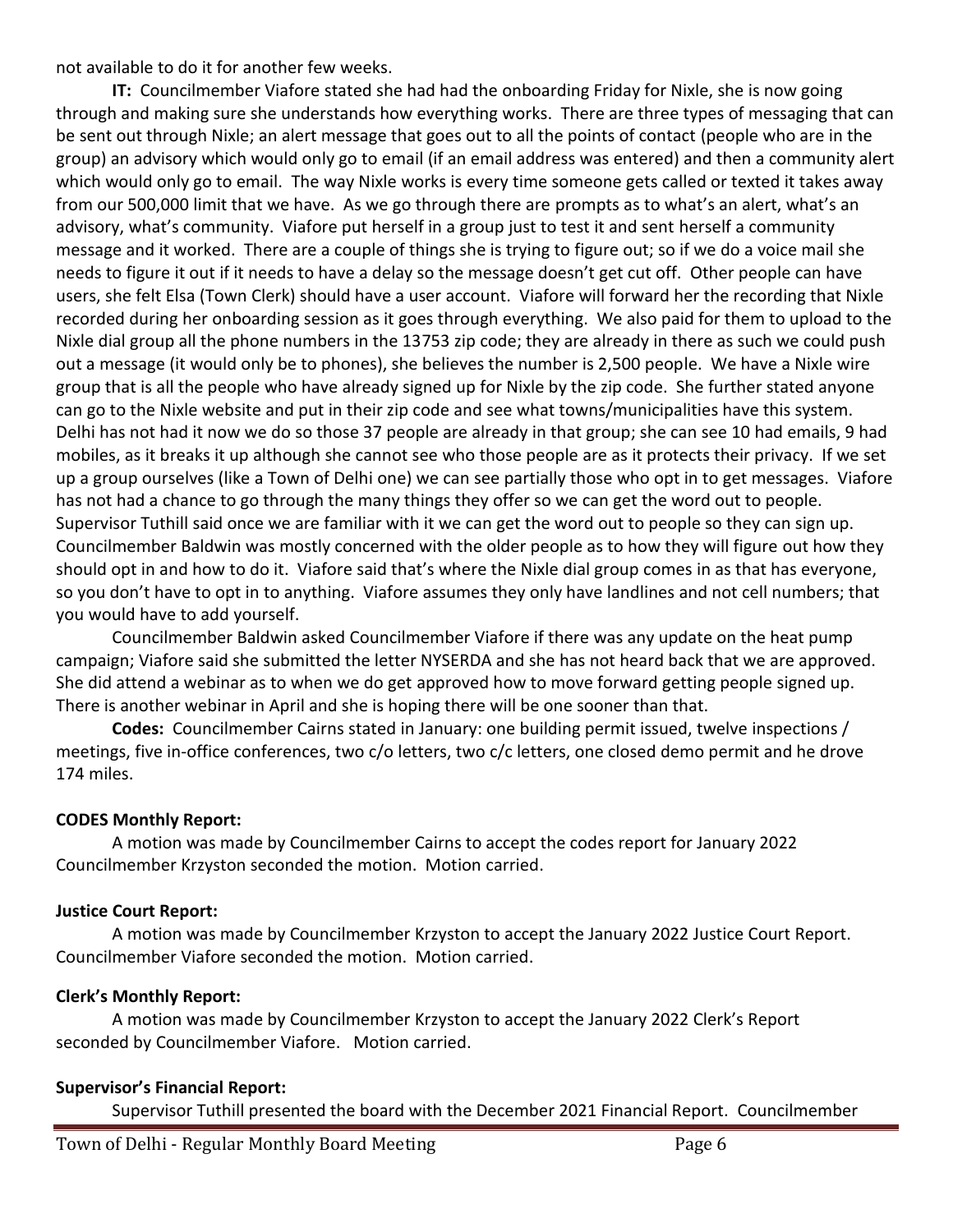not available to do it for another few weeks.

**IT:** Councilmember Viafore stated she had had the onboarding Friday for Nixle, she is now going through and making sure she understands how everything works. There are three types of messaging that can be sent out through Nixle; an alert message that goes out to all the points of contact (people who are in the group) an advisory which would only go to email (if an email address was entered) and then a community alert which would only go to email. The way Nixle works is every time someone gets called or texted it takes away from our 500,000 limit that we have. As we go through there are prompts as to what's an alert, what's an advisory, what's community. Viafore put herself in a group just to test it and sent herself a community message and it worked. There are a couple of things she is trying to figure out; so if we do a voice mail she needs to figure it out if it needs to have a delay so the message doesn't get cut off. Other people can have users, she felt Elsa (Town Clerk) should have a user account. Viafore will forward her the recording that Nixle recorded during her onboarding session as it goes through everything. We also paid for them to upload to the Nixle dial group all the phone numbers in the 13753 zip code; they are already in there as such we could push out a message (it would only be to phones), she believes the number is 2,500 people. We have a Nixle wire group that is all the people who have already signed up for Nixle by the zip code. She further stated anyone can go to the Nixle website and put in their zip code and see what towns/municipalities have this system. Delhi has not had it now we do so those 37 people are already in that group; she can see 10 had emails, 9 had mobiles, as it breaks it up although she cannot see who those people are as it protects their privacy. If we set up a group ourselves (like a Town of Delhi one) we can see partially those who opt in to get messages. Viafore has not had a chance to go through the many things they offer so we can get the word out to people. Supervisor Tuthill said once we are familiar with it we can get the word out to people so they can sign up. Councilmember Baldwin was mostly concerned with the older people as to how they will figure out how they should opt in and how to do it. Viafore said that's where the Nixle dial group comes in as that has everyone, so you don't have to opt in to anything. Viafore assumes they only have landlines and not cell numbers; that you would have to add yourself.

Councilmember Baldwin asked Councilmember Viafore if there was any update on the heat pump campaign; Viafore said she submitted the letter NYSERDA and she has not heard back that we are approved. She did attend a webinar as to when we do get approved how to move forward getting people signed up. There is another webinar in April and she is hoping there will be one sooner than that.

**Codes:** Councilmember Cairns stated in January: one building permit issued, twelve inspections / meetings, five in-office conferences, two c/o letters, two c/c letters, one closed demo permit and he drove 174 miles.

**CODES Monthly Report:**

A motion was made by Councilmember Cairns to accept the codes report for January 2022 Councilmember Krzyston seconded the motion. Motion carried.

**Justice Court Report:**

A motion was made by Councilmember Krzyston to accept the January 2022 Justice Court Report. Councilmember Viafore seconded the motion. Motion carried.

**Clerk's Monthly Report:**

A motion was made by Councilmember Krzyston to accept the January 2022 Clerk's Report seconded by Councilmember Viafore. Motion carried.

**Supervisor's Financial Report:**

Supervisor Tuthill presented the board with the December 2021 Financial Report. Councilmember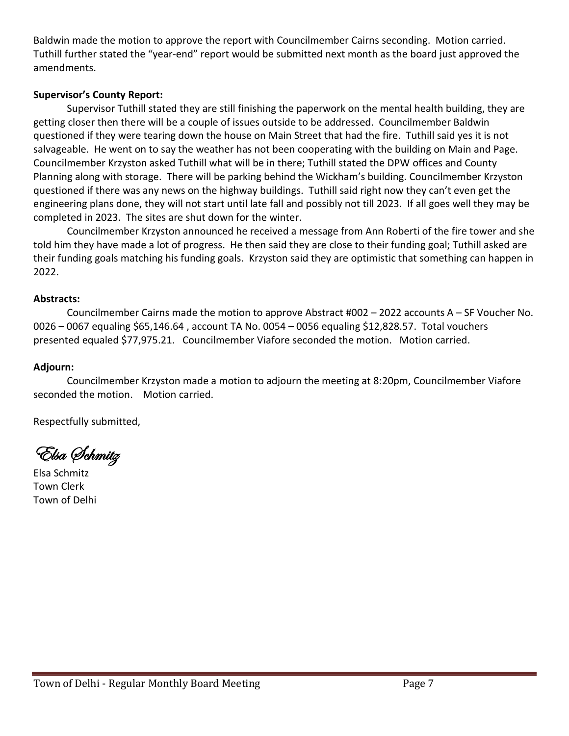Baldwin made the motion to approve the report with Councilmember Cairns seconding. Motion carried. Tuthill further stated the "year-end" report would be submitted next month as the board just approved the amendments.

**Supervisor's County Report:**

Supervisor Tuthill stated they are still finishing the paperwork on the mental health building, they are getting closer then there will be a couple of issues outside to be addressed. Councilmember Baldwin questioned if they were tearing down the house on Main Street that had the fire. Tuthill said yes it is not salvageable. He went on to say the weather has not been cooperating with the building on Main and Page. Councilmember Krzyston asked Tuthill what will be in there; Tuthill stated the DPW offices and County Planning along with storage. There will be parking behind the Wickham's building. Councilmember Krzyston questioned if there was any news on the highway buildings. Tuthill said right now they can't even get the engineering plans done, they will not start until late fall and possibly not till 2023. If all goes well they may be completed in 2023. The sites are shut down for the winter.

Councilmember Krzyston announced he received a message from Ann Roberti of the fire tower and she told him they have made a lot of progress. He then said they are close to their funding goal; Tuthill asked are their funding goals matching his funding goals. Krzyston said they are optimistic that something can happen in 2022.

**Abstracts:**

Councilmember Cairns made the motion to approve Abstract #002 – 2022 accounts A – SF Voucher No. 0026 – 0067 equaling $65,146.64 , account TA No. 0054 – 0056 equaling $12,828.57. Total vouchers presented equaled $77,975.21. Councilmember Viafore seconded the motion. Motion carried.

**Adjourn:**

Councilmember Krzyston made a motion to adjourn the meeting at 8:20pm, Councilmember Viafore seconded the motion. Motion carried.

Respectfully submitted,

*Elsa Schmitz*

Elsa Schmitz
Town Clerk
Town of Delhi